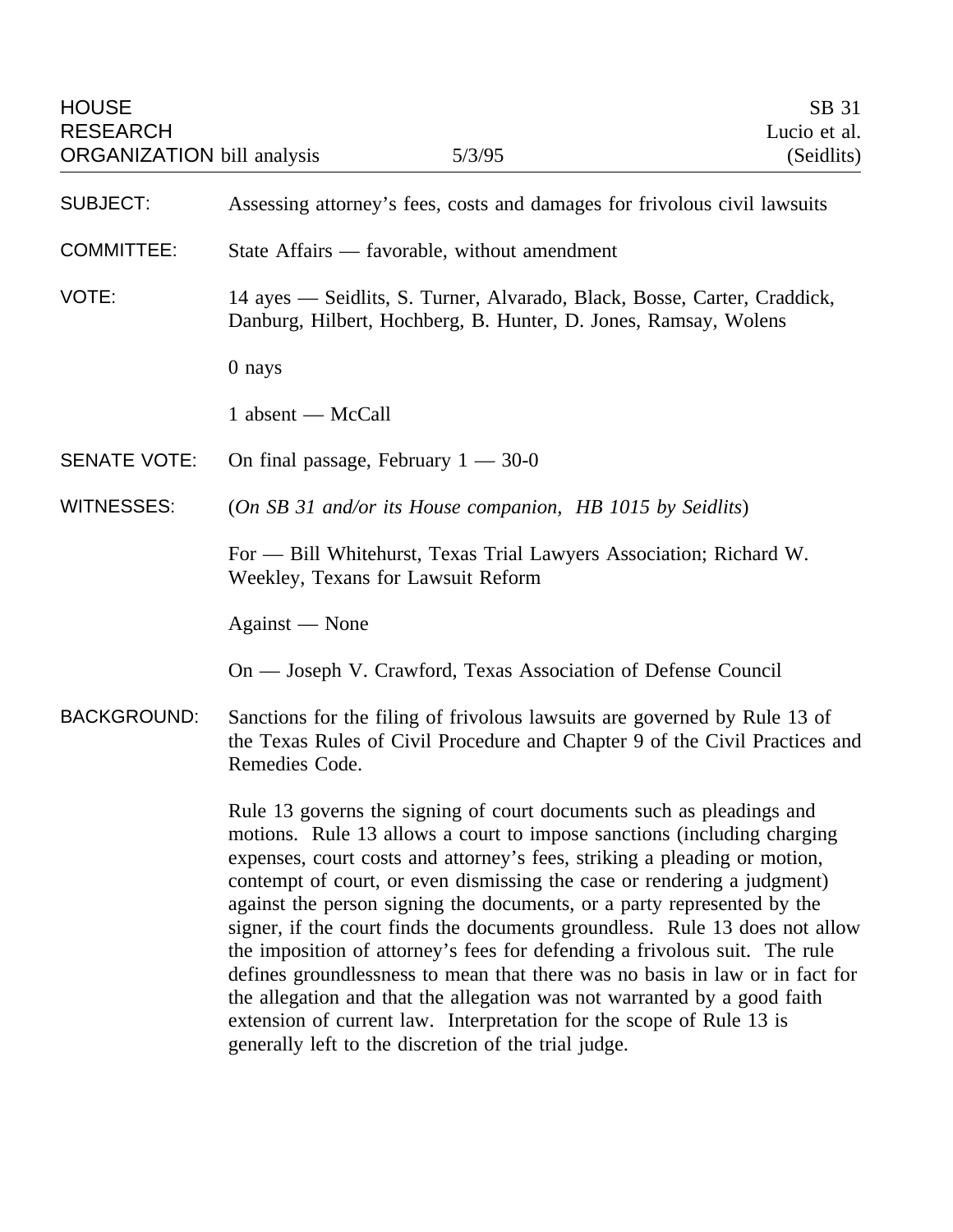HOUSE RESEARCH ORGANIZATION bill analysis | 5/3/95 | SB 31 Lucio et al. (Seidlits)

**SUBJECT:** Assessing attorney's fees, costs and damages for frivolous civil lawsuits

**COMMITTEE:** State Affairs — favorable, without amendment

**VOTE:** 14 ayes — Seidlits, S. Turner, Alvarado, Black, Bosse, Carter, Craddick, Danburg, Hilbert, Hochberg, B. Hunter, D. Jones, Ramsay, Wolens

0 nays

1 absent — McCall

**SENATE VOTE:** On final passage, February 1 — 30-0

**WITNESSES:** (*On SB 31 and/or its House companion, HB 1015 by Seidlits*)

For — Bill Whitehurst, Texas Trial Lawyers Association; Richard W. Weekley, Texans for Lawsuit Reform

Against — None

On — Joseph V. Crawford, Texas Association of Defense Council

**BACKGROUND:** Sanctions for the filing of frivolous lawsuits are governed by Rule 13 of the Texas Rules of Civil Procedure and Chapter 9 of the Civil Practices and Remedies Code.

Rule 13 governs the signing of court documents such as pleadings and motions. Rule 13 allows a court to impose sanctions (including charging expenses, court costs and attorney's fees, striking a pleading or motion, contempt of court, or even dismissing the case or rendering a judgment) against the person signing the documents, or a party represented by the signer, if the court finds the documents groundless. Rule 13 does not allow the imposition of attorney's fees for defending a frivolous suit. The rule defines groundlessness to mean that there was no basis in law or in fact for the allegation and that the allegation was not warranted by a good faith extension of current law. Interpretation for the scope of Rule 13 is generally left to the discretion of the trial judge.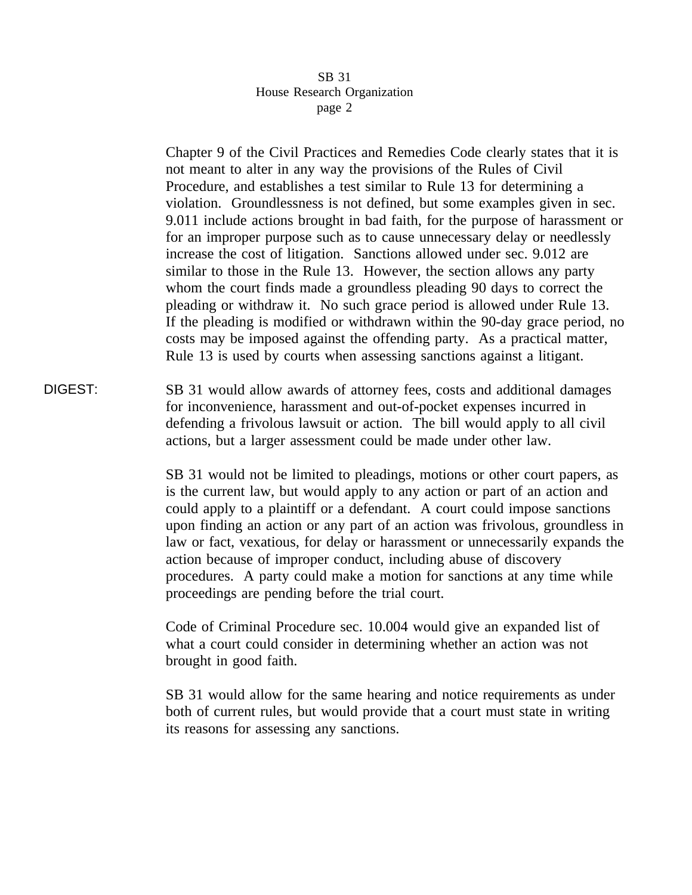Chapter 9 of the Civil Practices and Remedies Code clearly states that it is not meant to alter in any way the provisions of the Rules of Civil Procedure, and establishes a test similar to Rule 13 for determining a violation. Groundlessness is not defined, but some examples given in sec. 9.011 include actions brought in bad faith, for the purpose of harassment or for an improper purpose such as to cause unnecessary delay or needlessly increase the cost of litigation. Sanctions allowed under sec. 9.012 are similar to those in the Rule 13. However, the section allows any party whom the court finds made a groundless pleading 90 days to correct the pleading or withdraw it. No such grace period is allowed under Rule 13. If the pleading is modified or withdrawn within the 90-day grace period, no costs may be imposed against the offending party. As a practical matter, Rule 13 is used by courts when assessing sanctions against a litigant.

DIGEST: SB 31 would allow awards of attorney fees, costs and additional damages for inconvenience, harassment and out-of-pocket expenses incurred in defending a frivolous lawsuit or action. The bill would apply to all civil actions, but a larger assessment could be made under other law.

SB 31 would not be limited to pleadings, motions or other court papers, as is the current law, but would apply to any action or part of an action and could apply to a plaintiff or a defendant. A court could impose sanctions upon finding an action or any part of an action was frivolous, groundless in law or fact, vexatious, for delay or harassment or unnecessarily expands the action because of improper conduct, including abuse of discovery procedures. A party could make a motion for sanctions at any time while proceedings are pending before the trial court.

Code of Criminal Procedure sec. 10.004 would give an expanded list of what a court could consider in determining whether an action was not brought in good faith.

SB 31 would allow for the same hearing and notice requirements as under both of current rules, but would provide that a court must state in writing its reasons for assessing any sanctions.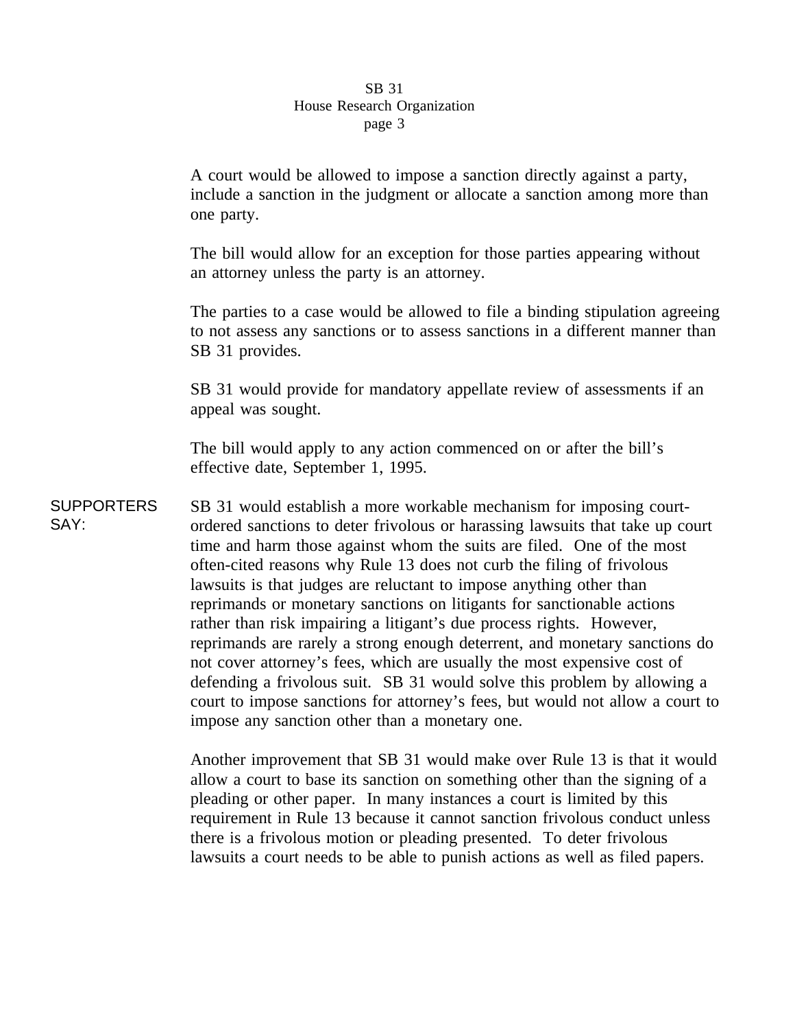A court would be allowed to impose a sanction directly against a party, include a sanction in the judgment or allocate a sanction among more than one party.

The bill would allow for an exception for those parties appearing without an attorney unless the party is an attorney.

The parties to a case would be allowed to file a binding stipulation agreeing to not assess any sanctions or to assess sanctions in a different manner than SB 31 provides.

SB 31 would provide for mandatory appellate review of assessments if an appeal was sought.

The bill would apply to any action commenced on or after the bill's effective date, September 1, 1995.

**SUPPORTERS SAY:**

SB 31 would establish a more workable mechanism for imposing court-ordered sanctions to deter frivolous or harassing lawsuits that take up court time and harm those against whom the suits are filed. One of the most often-cited reasons why Rule 13 does not curb the filing of frivolous lawsuits is that judges are reluctant to impose anything other than reprimands or monetary sanctions on litigants for sanctionable actions rather than risk impairing a litigant's due process rights. However, reprimands are rarely a strong enough deterrent, and monetary sanctions do not cover attorney's fees, which are usually the most expensive cost of defending a frivolous suit. SB 31 would solve this problem by allowing a court to impose sanctions for attorney's fees, but would not allow a court to impose any sanction other than a monetary one.

Another improvement that SB 31 would make over Rule 13 is that it would allow a court to base its sanction on something other than the signing of a pleading or other paper. In many instances a court is limited by this requirement in Rule 13 because it cannot sanction frivolous conduct unless there is a frivolous motion or pleading presented. To deter frivolous lawsuits a court needs to be able to punish actions as well as filed papers.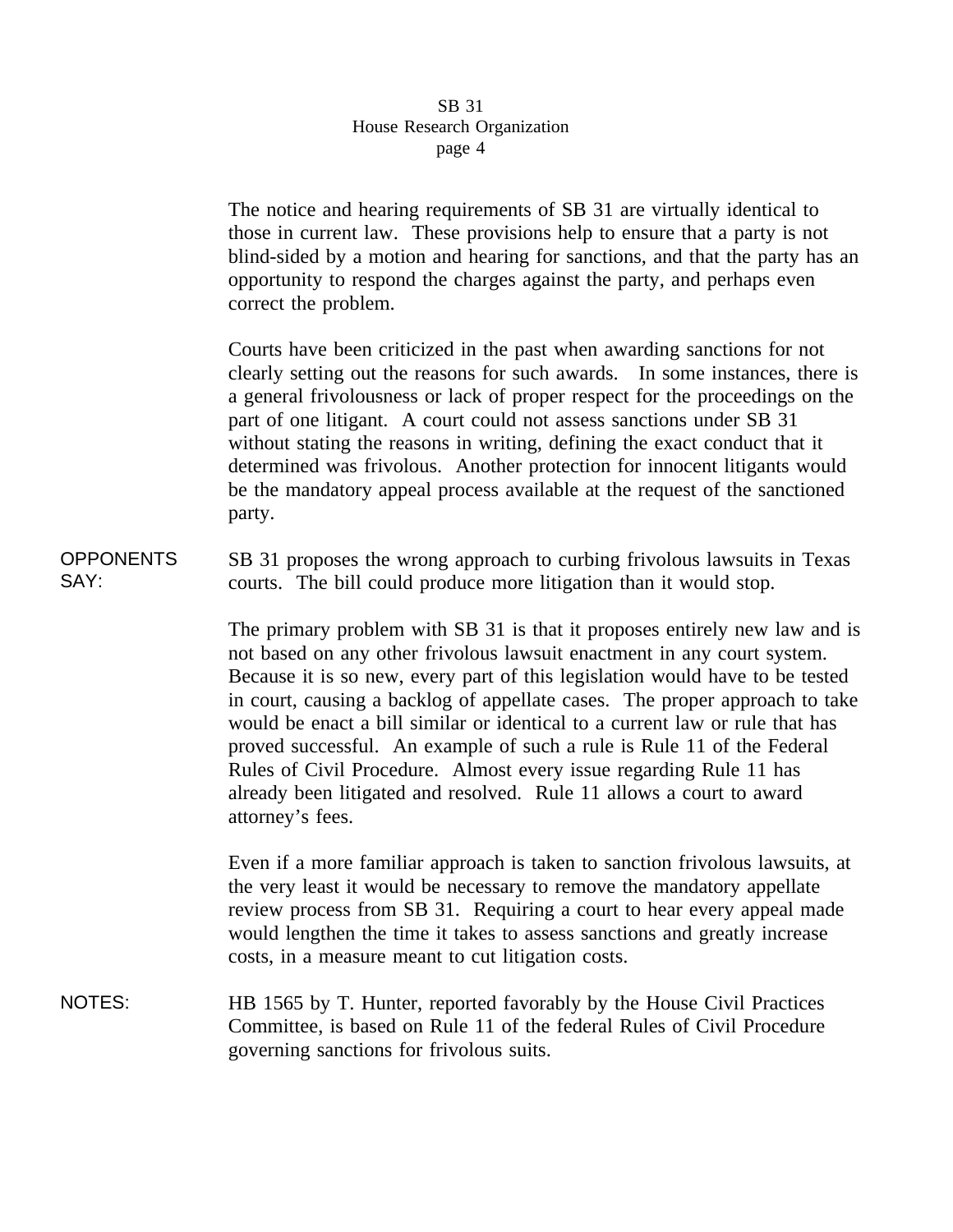The notice and hearing requirements of SB 31 are virtually identical to those in current law. These provisions help to ensure that a party is not blind-sided by a motion and hearing for sanctions, and that the party has an opportunity to respond the charges against the party, and perhaps even correct the problem.

Courts have been criticized in the past when awarding sanctions for not clearly setting out the reasons for such awards. In some instances, there is a general frivolousness or lack of proper respect for the proceedings on the part of one litigant. A court could not assess sanctions under SB 31 without stating the reasons in writing, defining the exact conduct that it determined was frivolous. Another protection for innocent litigants would be the mandatory appeal process available at the request of the sanctioned party.

**OPPONENTS SAY:** SB 31 proposes the wrong approach to curbing frivolous lawsuits in Texas courts. The bill could produce more litigation than it would stop.

The primary problem with SB 31 is that it proposes entirely new law and is not based on any other frivolous lawsuit enactment in any court system. Because it is so new, every part of this legislation would have to be tested in court, causing a backlog of appellate cases. The proper approach to take would be enact a bill similar or identical to a current law or rule that has proved successful. An example of such a rule is Rule 11 of the Federal Rules of Civil Procedure. Almost every issue regarding Rule 11 has already been litigated and resolved. Rule 11 allows a court to award attorney's fees.

Even if a more familiar approach is taken to sanction frivolous lawsuits, at the very least it would be necessary to remove the mandatory appellate review process from SB 31. Requiring a court to hear every appeal made would lengthen the time it takes to assess sanctions and greatly increase costs, in a measure meant to cut litigation costs.

**NOTES:** HB 1565 by T. Hunter, reported favorably by the House Civil Practices Committee, is based on Rule 11 of the federal Rules of Civil Procedure governing sanctions for frivolous suits.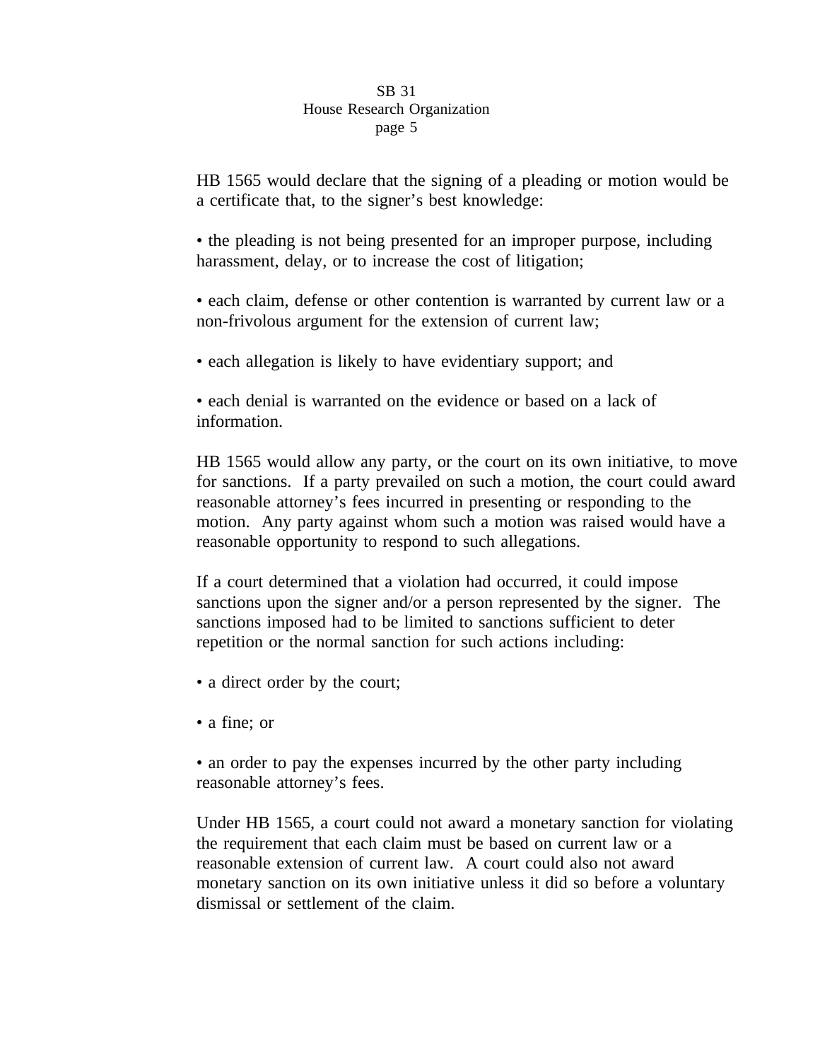HB 1565 would declare that the signing of a pleading or motion would be a certificate that, to the signer's best knowledge:

- the pleading is not being presented for an improper purpose, including harassment, delay, or to increase the cost of litigation;

- each claim, defense or other contention is warranted by current law or a non-frivolous argument for the extension of current law;

- each allegation is likely to have evidentiary support; and

- each denial is warranted on the evidence or based on a lack of information.

HB 1565 would allow any party, or the court on its own initiative, to move for sanctions. If a party prevailed on such a motion, the court could award reasonable attorney's fees incurred in presenting or responding to the motion. Any party against whom such a motion was raised would have a reasonable opportunity to respond to such allegations.

If a court determined that a violation had occurred, it could impose sanctions upon the signer and/or a person represented by the signer. The sanctions imposed had to be limited to sanctions sufficient to deter repetition or the normal sanction for such actions including:

- a direct order by the court;

- a fine; or

- an order to pay the expenses incurred by the other party including reasonable attorney's fees.

Under HB 1565, a court could not award a monetary sanction for violating the requirement that each claim must be based on current law or a reasonable extension of current law. A court could also not award monetary sanction on its own initiative unless it did so before a voluntary dismissal or settlement of the claim.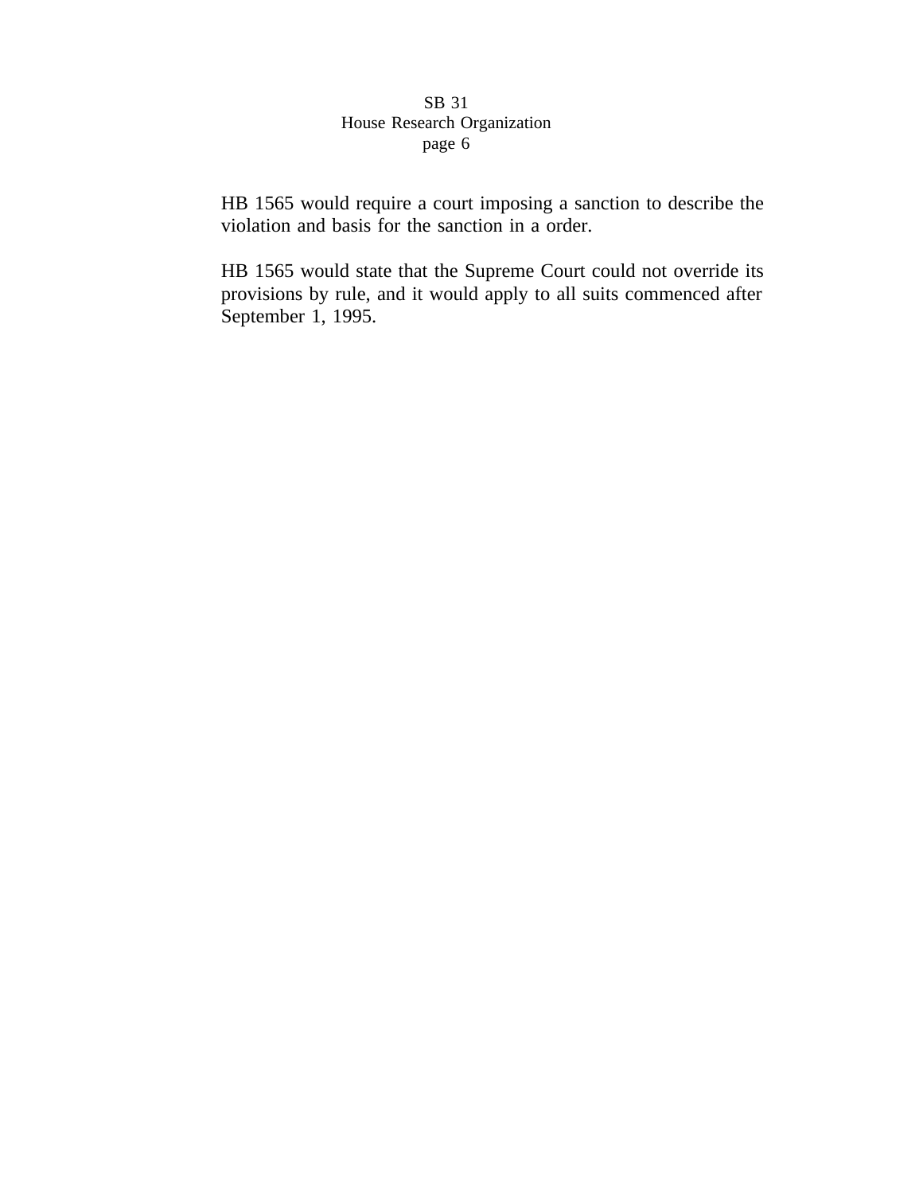HB 1565 would require a court imposing a sanction to describe the violation and basis for the sanction in a order.

HB 1565 would state that the Supreme Court could not override its provisions by rule, and it would apply to all suits commenced after September 1, 1995.